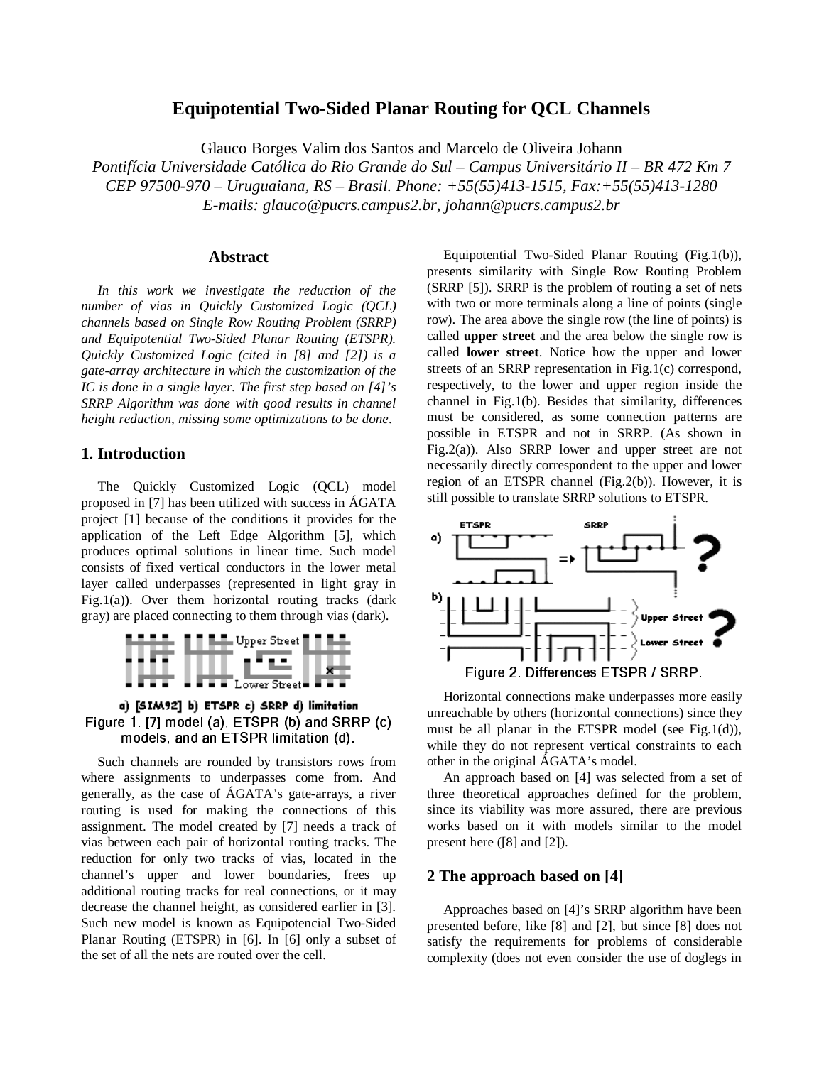# Equipotential Two-Sided Planar Routing for QCL Channels

Glauco Borges Valim dos Santos and Marcelo de Oliveira Johann

*Pontifícia Universidade Católica do Rio Grande do Sul – Campus Universitário II – BR 472 Km 7*
*CEP 97500-970 – Uruguaiana, RS – Brasil. Phone: +55(55)413-1515, Fax:+55(55)413-1280*
*E-mails: glauco@pucrs.campus2.br, johann@pucrs.campus2.br*

## Abstract

*In this work we investigate the reduction of the number of vias in Quickly Customized Logic (QCL) channels based on Single Row Routing Problem (SRRP) and Equipotential Two-Sided Planar Routing (ETSPR). Quickly Customized Logic (cited in [8] and [2]) is a gate-array architecture in which the customization of the IC is done in a single layer. The first step based on [4]'s SRRP Algorithm was done with good results in channel height reduction, missing some optimizations to be done.*

## 1. Introduction

The Quickly Customized Logic (QCL) model proposed in [7] has been utilized with success in ÁGATA project [1] because of the conditions it provides for the application of the Left Edge Algorithm [5], which produces optimal solutions in linear time. Such model consists of fixed vertical conductors in the lower metal layer called underpasses (represented in light gray in Fig.1(a)). Over them horizontal routing tracks (dark gray) are placed connecting to them through vias (dark).

a) [SIM92] b) ETSPR c) SRRP d) limitation

Figure 1. [7] model (a), ETSPR (b) and SRRP (c) models, and an ETSPR limitation (d).

Such channels are rounded by transistors rows from where assignments to underpasses come from. And generally, as the case of ÁGATA's gate-arrays, a river routing is used for making the connections of this assignment. The model created by [7] needs a track of vias between each pair of horizontal routing tracks. The reduction for only two tracks of vias, located in the channel's upper and lower boundaries, frees up additional routing tracks for real connections, or it may decrease the channel height, as considered earlier in [3]. Such new model is known as Equipotencial Two-Sided Planar Routing (ETSPR) in [6]. In [6] only a subset of the set of all the nets are routed over the cell.

Equipotential Two-Sided Planar Routing (Fig.1(b)), presents similarity with Single Row Routing Problem (SRRP [5]). SRRP is the problem of routing a set of nets with two or more terminals along a line of points (single row). The area above the single row (the line of points) is called **upper street** and the area below the single row is called **lower street**. Notice how the upper and lower streets of an SRRP representation in Fig.1(c) correspond, respectively, to the lower and upper region inside the channel in Fig.1(b). Besides that similarity, differences must be considered, as some connection patterns are possible in ETSPR and not in SRRP. (As shown in Fig.2(a)). Also SRRP lower and upper street are not necessarily directly correspondent to the upper and lower region of an ETSPR channel (Fig.2(b)). However, it is still possible to translate SRRP solutions to ETSPR.

Figure 2. Differences ETSPR / SRRP.

Horizontal connections make underpasses more easily unreachable by others (horizontal connections) since they must be all planar in the ETSPR model (see Fig.1(d)), while they do not represent vertical constraints to each other in the original ÁGATA's model.

An approach based on [4] was selected from a set of three theoretical approaches defined for the problem, since its viability was more assured, there are previous works based on it with models similar to the model present here ([8] and [2]).

## 2 The approach based on [4]

Approaches based on [4]'s SRRP algorithm have been presented before, like [8] and [2], but since [8] does not satisfy the requirements for problems of considerable complexity (does not even consider the use of doglegs in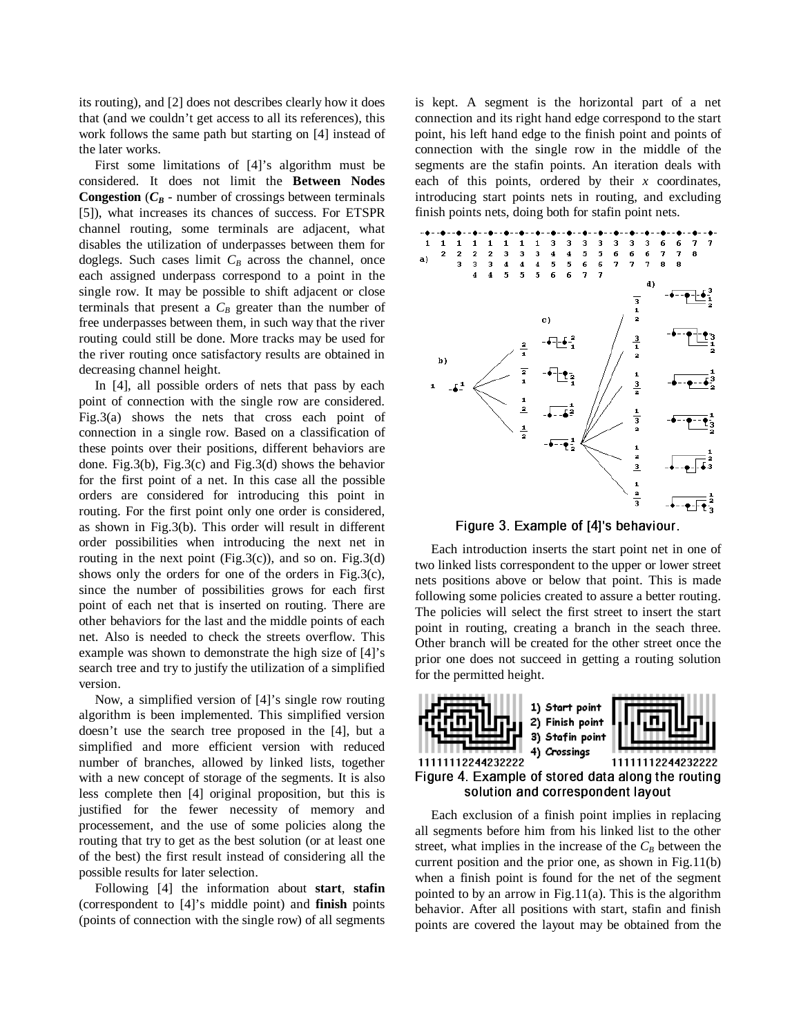its routing), and [2] does not describes clearly how it does that (and we couldn't get access to all its references), this work follows the same path but starting on [4] instead of the later works.

First some limitations of [4]'s algorithm must be considered. It does not limit the **Between Nodes Congestion** (**$C_B$** - number of crossings between terminals [5]), what increases its chances of success. For ETSPR channel routing, some terminals are adjacent, what disables the utilization of underpasses between them for doglegs. Such cases limit $C_B$ across the channel, once each assigned underpass correspond to a point in the single row. It may be possible to shift adjacent or close terminals that present a $C_B$ greater than the number of free underpasses between them, in such way that the river routing could still be done. More tracks may be used for the river routing once satisfactory results are obtained in decreasing channel height.

In [4], all possible orders of nets that pass by each point of connection with the single row are considered. Fig.3(a) shows the nets that cross each point of connection in a single row. Based on a classification of these points over their positions, different behaviors are done. Fig.3(b), Fig.3(c) and Fig.3(d) shows the behavior for the first point of a net. In this case all the possible orders are considered for introducing this point in routing. For the first point only one order is considered, as shown in Fig.3(b). This order will result in different order possibilities when introducing the next net in routing in the next point (Fig.3(c)), and so on. Fig.3(d) shows only the orders for one of the orders in Fig.3(c), since the number of possibilities grows for each first point of each net that is inserted on routing. There are other behaviors for the last and the middle points of each net. Also is needed to check the streets overflow. This example was shown to demonstrate the high size of [4]'s search tree and try to justify the utilization of a simplified version.

Now, a simplified version of [4]'s single row routing algorithm is been implemented. This simplified version doesn't use the search tree proposed in the [4], but a simplified and more efficient version with reduced number of branches, allowed by linked lists, together with a new concept of storage of the segments. It is also less complete then [4] original proposition, but this is justified for the fewer necessity of memory and processement, and the use of some policies along the routing that try to get as the best solution (or at least one of the best) the first result instead of considering all the possible results for later selection.

Following [4] the information about **start**, **stafin** (correspondent to [4]'s middle point) and **finish** points (points of connection with the single row) of all segments is kept. A segment is the horizontal part of a net connection and its right hand edge correspond to the start point, his left hand edge to the finish point and points of connection with the single row in the middle of the segments are the stafin points. An iteration deals with each of this points, ordered by their $x$ coordinates, introducing start points nets in routing, and excluding finish points nets, doing both for stafin point nets.

Figure 3. Example of [4]'s behaviour.

Each introduction inserts the start point net in one of two linked lists correspondent to the upper or lower street nets positions above or below that point. This is made following some policies created to assure a better routing. The policies will select the first street to insert the start point in routing, creating a branch in the seach three. Other branch will be created for the other street once the prior one does not succeed in getting a routing solution for the permitted height.

Figure 4. Example of stored data along the routing solution and correspondent layout

Each exclusion of a finish point implies in replacing all segments before him from his linked list to the other street, what implies in the increase of the $C_B$ between the current position and the prior one, as shown in Fig.11(b) when a finish point is found for the net of the segment pointed to by an arrow in Fig.11(a). This is the algorithm behavior. After all positions with start, stafin and finish points are covered the layout may be obtained from the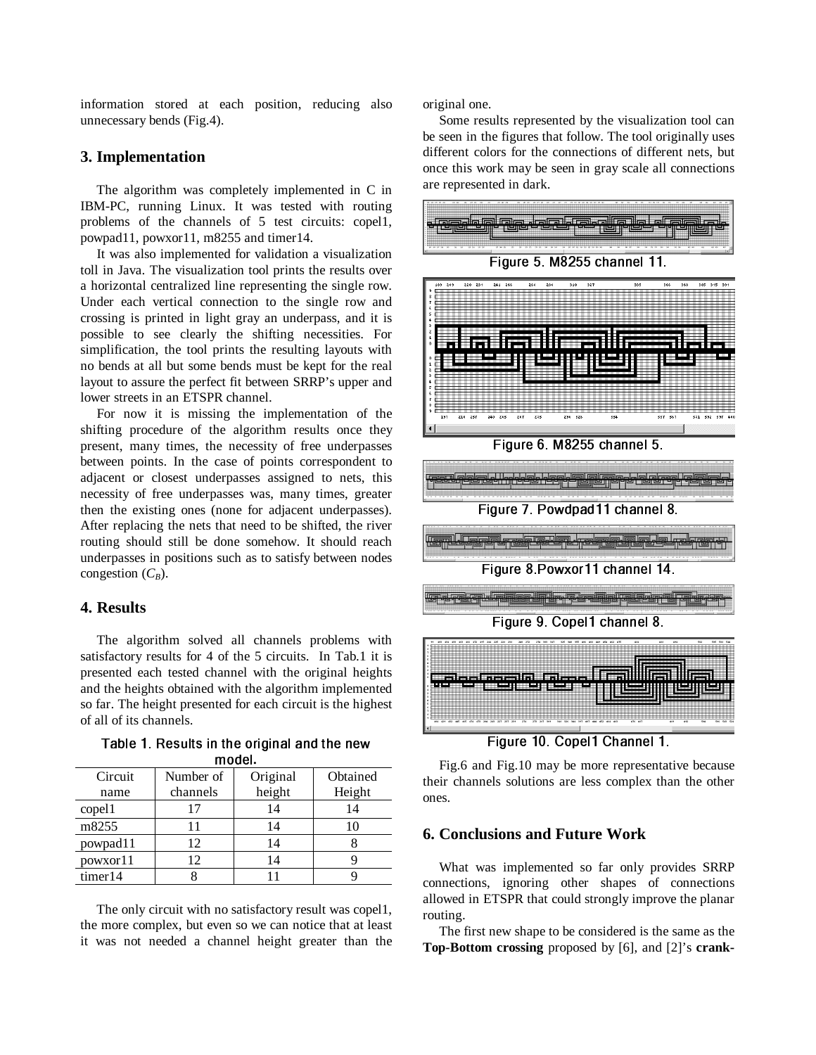information stored at each position, reducing also unnecessary bends (Fig.4).

## 3. Implementation

The algorithm was completely implemented in C in IBM-PC, running Linux. It was tested with routing problems of the channels of 5 test circuits: copel1, powpad11, powxor11, m8255 and timer14.

It was also implemented for validation a visualization toll in Java. The visualization tool prints the results over a horizontal centralized line representing the single row. Under each vertical connection to the single row and crossing is printed in light gray an underpass, and it is possible to see clearly the shifting necessities. For simplification, the tool prints the resulting layouts with no bends at all but some bends must be kept for the real layout to assure the perfect fit between SRRP's upper and lower streets in an ETSPR channel.

For now it is missing the implementation of the shifting procedure of the algorithm results once they present, many times, the necessity of free underpasses between points. In the case of points correspondent to adjacent or closest underpasses assigned to nets, this necessity of free underpasses was, many times, greater then the existing ones (none for adjacent underpasses). After replacing the nets that need to be shifted, the river routing should still be done somehow. It should reach underpasses in positions such as to satisfy between nodes congestion ($C_B$).

## 4. Results

The algorithm solved all channels problems with satisfactory results for 4 of the 5 circuits. In Tab.1 it is presented each tested channel with the original heights and the heights obtained with the algorithm implemented so far. The height presented for each circuit is the highest of all of its channels.

Table 1. Results in the original and the new model.

| Circuit name | Number of channels | Original height | Obtained Height |
|---|---|---|---|
| copel1 | 17 | 14 | 14 |
| m8255 | 11 | 14 | 10 |
| powpad11 | 12 | 14 | 8 |
| powxor11 | 12 | 14 | 9 |
| timer14 | 8 | 11 | 9 |

The only circuit with no satisfactory result was copel1, the more complex, but even so we can notice that at least it was not needed a channel height greater than the original one.

Some results represented by the visualization tool can be seen in the figures that follow. The tool originally uses different colors for the connections of different nets, but once this work may be seen in gray scale all connections are represented in dark.

Figure 5. M8255 channel 11.

Figure 6. M8255 channel 5.

Figure 7. Powdpad11 channel 8.

Figure 8.Powxor11 channel 14.

Figure 9. Copel1 channel 8.

Figure 10. Copel1 Channel 1.

Fig.6 and Fig.10 may be more representative because their channels solutions are less complex than the other ones.

## 6. Conclusions and Future Work

What was implemented so far only provides SRRP connections, ignoring other shapes of connections allowed in ETSPR that could strongly improve the planar routing.

The first new shape to be considered is the same as the **Top-Bottom crossing** proposed by [6], and [2]'s **crank-**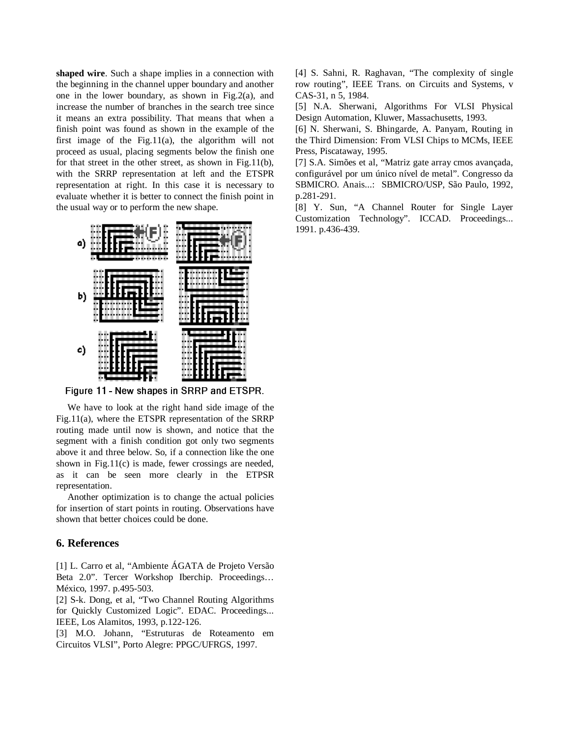**shaped wire**. Such a shape implies in a connection with the beginning in the channel upper boundary and another one in the lower boundary, as shown in Fig.2(a), and increase the number of branches in the search tree since it means an extra possibility. That means that when a finish point was found as shown in the example of the first image of the Fig.11(a), the algorithm will not proceed as usual, placing segments below the finish one for that street in the other street, as shown in Fig.11(b), with the SRRP representation at left and the ETSPR representation at right. In this case it is necessary to evaluate whether it is better to connect the finish point in the usual way or to perform the new shape.

Figure 11 - New shapes in SRRP and ETSPR.

We have to look at the right hand side image of the Fig.11(a), where the ETSPR representation of the SRRP routing made until now is shown, and notice that the segment with a finish condition got only two segments above it and three below. So, if a connection like the one shown in Fig.11(c) is made, fewer crossings are needed, as it can be seen more clearly in the ETPSR representation.

Another optimization is to change the actual policies for insertion of start points in routing. Observations have shown that better choices could be done.

## 6. References

[1] L. Carro et al, "Ambiente ÁGATA de Projeto Versão Beta 2.0". Tercer Workshop Iberchip. Proceedings… México, 1997. p.495-503.

[2] S-k. Dong, et al, "Two Channel Routing Algorithms for Quickly Customized Logic". EDAC. Proceedings... IEEE, Los Alamitos, 1993, p.122-126.

[3] M.O. Johann, "Estruturas de Roteamento em Circuitos VLSI", Porto Alegre: PPGC/UFRGS, 1997.

[4] S. Sahni, R. Raghavan, "The complexity of single row routing", IEEE Trans. on Circuits and Systems, v CAS-31, n 5, 1984.

[5] N.A. Sherwani, Algorithms For VLSI Physical Design Automation, Kluwer, Massachusetts, 1993.

[6] N. Sherwani, S. Bhingarde, A. Panyam, Routing in the Third Dimension: From VLSI Chips to MCMs, IEEE Press, Piscataway, 1995.

[7] S.A. Simões et al, "Matriz gate array cmos avançada, configurável por um único nível de metal". Congresso da SBMICRO. Anais...: SBMICRO/USP, São Paulo, 1992, p.281-291.

[8] Y. Sun, "A Channel Router for Single Layer Customization Technology". ICCAD. Proceedings... 1991. p.436-439.